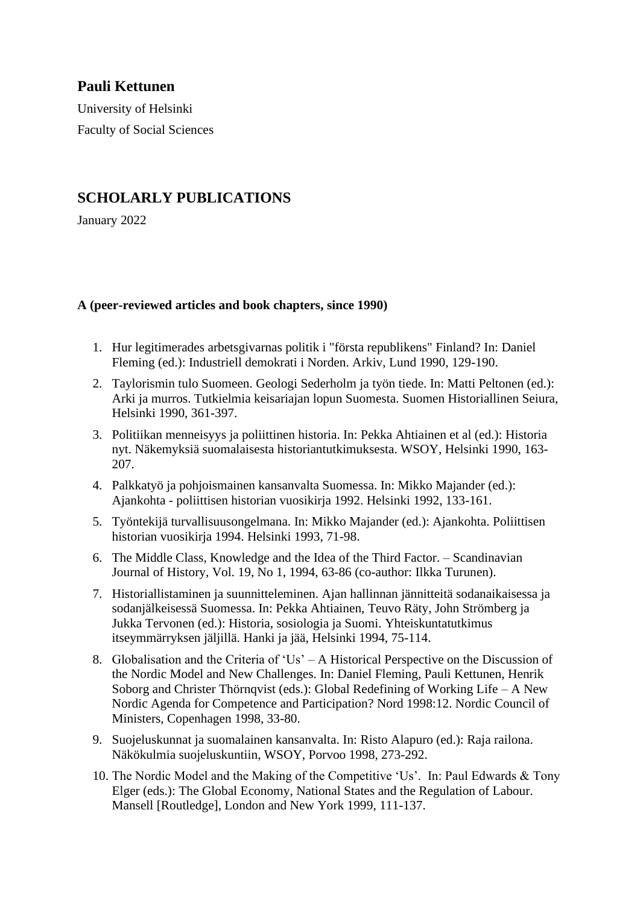**Pauli Kettunen**

University of Helsinki

Faculty of Social Sciences

## SCHOLARLY PUBLICATIONS

January 2022

### A (peer-reviewed articles and book chapters, since 1990)

1. Hur legitimerades arbetsgivarnas politik i "första republikens" Finland? In: Daniel Fleming (ed.): Industriell demokrati i Norden. Arkiv, Lund 1990, 129-190.
2. Taylorismin tulo Suomeen. Geologi Sederholm ja työn tiede. In: Matti Peltonen (ed.): Arki ja murros. Tutkielmia keisariajan lopun Suomesta. Suomen Historiallinen Seiura, Helsinki 1990, 361-397.
3. Politiikan menneisyys ja poliittinen historia. In: Pekka Ahtiainen et al (ed.): Historia nyt. Näkemyksiä suomalaisesta historiantutkimuksesta. WSOY, Helsinki 1990, 163-207.
4. Palkkatyö ja pohjoismainen kansanvalta Suomessa. In: Mikko Majander (ed.): Ajankohta - poliittisen historian vuosikirja 1992. Helsinki 1992, 133-161.
5. Työntekijä turvallisuusongelmana. In: Mikko Majander (ed.): Ajankohta. Poliittisen historian vuosikirja 1994. Helsinki 1993, 71-98.
6. The Middle Class, Knowledge and the Idea of the Third Factor. – Scandinavian Journal of History, Vol. 19, No 1, 1994, 63-86 (co-author: Ilkka Turunen).
7. Historiallistaminen ja suunnitteleminen. Ajan hallinnan jännitteitä sodanaikaisessa ja sodanjälkeisessä Suomessa. In: Pekka Ahtiainen, Teuvo Räty, John Strömberg ja Jukka Tervonen (ed.): Historia, sosiologia ja Suomi. Yhteiskuntatutkimus itseymmärryksen jäljillä. Hanki ja jää, Helsinki 1994, 75-114.
8. Globalisation and the Criteria of 'Us' – A Historical Perspective on the Discussion of the Nordic Model and New Challenges. In: Daniel Fleming, Pauli Kettunen, Henrik Soborg and Christer Thörnqvist (eds.): Global Redefining of Working Life – A New Nordic Agenda for Competence and Participation? Nord 1998:12. Nordic Council of Ministers, Copenhagen 1998, 33-80.
9. Suojeluskunnat ja suomalainen kansanvalta. In: Risto Alapuro (ed.): Raja railona. Näkökulmia suojeluskuntiin, WSOY, Porvoo 1998, 273-292.
10. The Nordic Model and the Making of the Competitive 'Us'. In: Paul Edwards & Tony Elger (eds.): The Global Economy, National States and the Regulation of Labour. Mansell [Routledge], London and New York 1999, 111-137.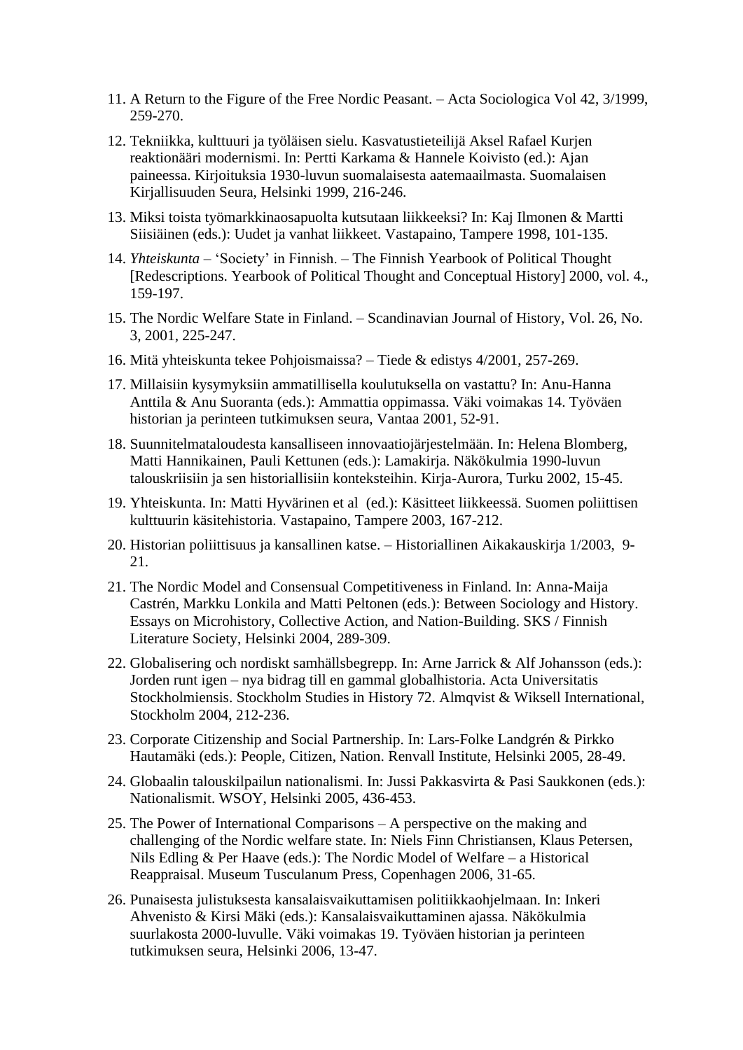11. A Return to the Figure of the Free Nordic Peasant. – Acta Sociologica Vol 42, 3/1999, 259-270.
12. Tekniikka, kulttuuri ja työläisen sielu. Kasvatustieteilijä Aksel Rafael Kurjen reaktionääri modernismi. In: Pertti Karkama & Hannele Koivisto (ed.): Ajan paineessa. Kirjoituksia 1930-luvun suomalaisesta aatemaailmasta. Suomalaisen Kirjallisuuden Seura, Helsinki 1999, 216-246.
13. Miksi toista työmarkkinaosapuolta kutsutaan liikkeeksi? In: Kaj Ilmonen & Martti Siisiäinen (eds.): Uudet ja vanhat liikkeet. Vastapaino, Tampere 1998, 101-135.
14. *Yhteiskunta* – 'Society' in Finnish. – The Finnish Yearbook of Political Thought [Redescriptions. Yearbook of Political Thought and Conceptual History] 2000, vol. 4., 159-197.
15. The Nordic Welfare State in Finland. – Scandinavian Journal of History, Vol. 26, No. 3, 2001, 225-247.
16. Mitä yhteiskunta tekee Pohjoismaissa? – Tiede & edistys 4/2001, 257-269.
17. Millaisiin kysymyksiin ammatillisella koulutuksella on vastattu? In: Anu-Hanna Anttila & Anu Suoranta (eds.): Ammattia oppimassa. Väki voimakas 14. Työväen historian ja perinteen tutkimuksen seura, Vantaa 2001, 52-91.
18. Suunnitelmataloudesta kansalliseen innovaatiojärjestelmään. In: Helena Blomberg, Matti Hannikainen, Pauli Kettunen (eds.): Lamakirja. Näkökulmia 1990-luvun talouskriisiin ja sen historiallisiin konteksteihin. Kirja-Aurora, Turku 2002, 15-45.
19. Yhteiskunta. In: Matti Hyvärinen et al (ed.): Käsitteet liikkeessä. Suomen poliittisen kulttuurin käsitehistoria. Vastapaino, Tampere 2003, 167-212.
20. Historian poliittisuus ja kansallinen katse. – Historiallinen Aikakauskirja 1/2003, 9-21.
21. The Nordic Model and Consensual Competitiveness in Finland. In: Anna-Maija Castrén, Markku Lonkila and Matti Peltonen (eds.): Between Sociology and History. Essays on Microhistory, Collective Action, and Nation-Building. SKS / Finnish Literature Society, Helsinki 2004, 289-309.
22. Globalisering och nordiskt samhällsbegrepp. In: Arne Jarrick & Alf Johansson (eds.): Jorden runt igen – nya bidrag till en gammal globalhistoria. Acta Universitatis Stockholmiensis. Stockholm Studies in History 72. Almqvist & Wiksell International, Stockholm 2004, 212-236.
23. Corporate Citizenship and Social Partnership. In: Lars-Folke Landgrén & Pirkko Hautamäki (eds.): People, Citizen, Nation. Renvall Institute, Helsinki 2005, 28-49.
24. Globaalin talouskilpailun nationalismi. In: Jussi Pakkasvirta & Pasi Saukkonen (eds.): Nationalismit. WSOY, Helsinki 2005, 436-453.
25. The Power of International Comparisons – A perspective on the making and challenging of the Nordic welfare state. In: Niels Finn Christiansen, Klaus Petersen, Nils Edling & Per Haave (eds.): The Nordic Model of Welfare – a Historical Reappraisal. Museum Tusculanum Press, Copenhagen 2006, 31-65.
26. Punaisesta julistuksesta kansalaisvaikuttamisen politiikkaohjelmaan. In: Inkeri Ahvenisto & Kirsi Mäki (eds.): Kansalaisvaikuttaminen ajassa. Näkökulmia suurlakosta 2000-luvulle. Väki voimakas 19. Työväen historian ja perinteen tutkimuksen seura, Helsinki 2006, 13-47.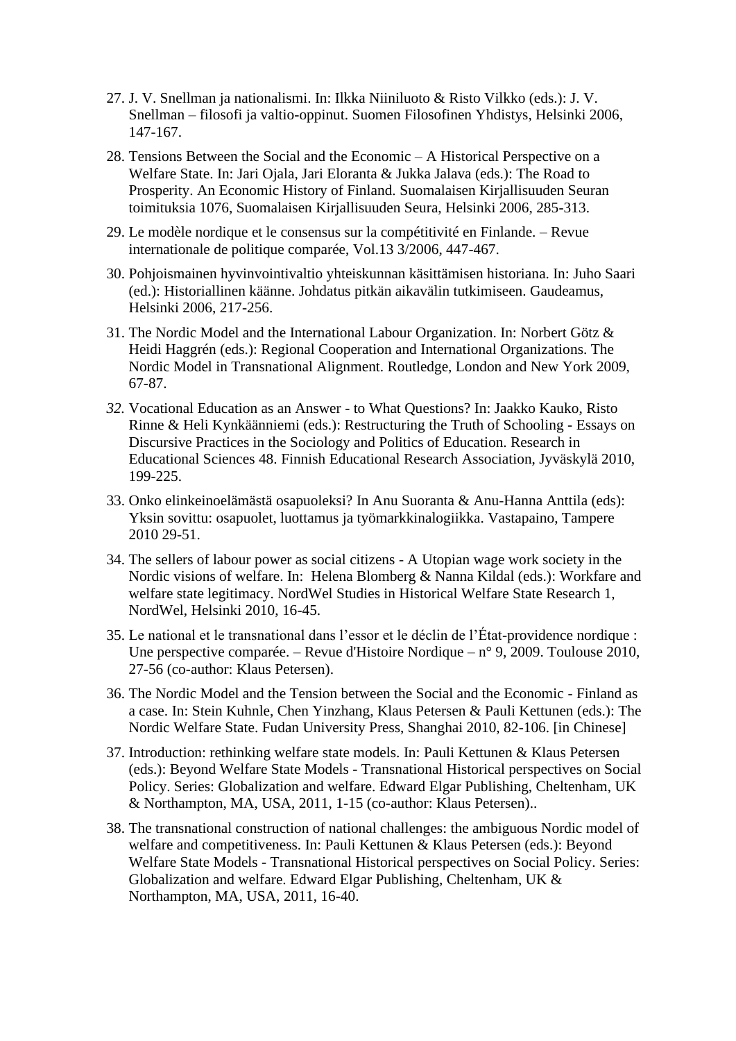27. J. V. Snellman ja nationalismi. In: Ilkka Niiniluoto & Risto Vilkko (eds.): J. V. Snellman – filosofi ja valtio-oppinut. Suomen Filosofinen Yhdistys, Helsinki 2006, 147-167.

28. Tensions Between the Social and the Economic – A Historical Perspective on a Welfare State. In: Jari Ojala, Jari Eloranta & Jukka Jalava (eds.): The Road to Prosperity. An Economic History of Finland. Suomalaisen Kirjallisuuden Seuran toimituksia 1076, Suomalaisen Kirjallisuuden Seura, Helsinki 2006, 285-313.

29. Le modèle nordique et le consensus sur la compétitivité en Finlande. – Revue internationale de politique comparée, Vol.13 3/2006, 447-467.

30. Pohjoismainen hyvinvointivaltio yhteiskunnan käsittämisen historiana. In: Juho Saari (ed.): Historiallinen käänne. Johdatus pitkän aikavälin tutkimiseen. Gaudeamus, Helsinki 2006, 217-256.

31. The Nordic Model and the International Labour Organization. In: Norbert Götz & Heidi Haggrén (eds.): Regional Cooperation and International Organizations. The Nordic Model in Transnational Alignment. Routledge, London and New York 2009, 67-87.

32. Vocational Education as an Answer - to What Questions? In: Jaakko Kauko, Risto Rinne & Heli Kynkäänniemi (eds.): Restructuring the Truth of Schooling - Essays on Discursive Practices in the Sociology and Politics of Education. Research in Educational Sciences 48. Finnish Educational Research Association, Jyväskylä 2010, 199-225.

33. Onko elinkeinoelämästä osapuoleksi? In Anu Suoranta & Anu-Hanna Anttila (eds): Yksin sovittu: osapuolet, luottamus ja työmarkkinalogiikka. Vastapaino, Tampere 2010 29-51.

34. The sellers of labour power as social citizens - A Utopian wage work society in the Nordic visions of welfare. In: Helena Blomberg & Nanna Kildal (eds.): Workfare and welfare state legitimacy. NordWel Studies in Historical Welfare State Research 1, NordWel, Helsinki 2010, 16-45.

35. Le national et le transnational dans l'essor et le déclin de l'État-providence nordique : Une perspective comparée. – Revue d'Histoire Nordique – n° 9, 2009. Toulouse 2010, 27-56 (co-author: Klaus Petersen).

36. The Nordic Model and the Tension between the Social and the Economic - Finland as a case. In: Stein Kuhnle, Chen Yinzhang, Klaus Petersen & Pauli Kettunen (eds.): The Nordic Welfare State. Fudan University Press, Shanghai 2010, 82-106. [in Chinese]

37. Introduction: rethinking welfare state models. In: Pauli Kettunen & Klaus Petersen (eds.): Beyond Welfare State Models - Transnational Historical perspectives on Social Policy. Series: Globalization and welfare. Edward Elgar Publishing, Cheltenham, UK & Northampton, MA, USA, 2011, 1-15 (co-author: Klaus Petersen)..

38. The transnational construction of national challenges: the ambiguous Nordic model of welfare and competitiveness. In: Pauli Kettunen & Klaus Petersen (eds.): Beyond Welfare State Models - Transnational Historical perspectives on Social Policy. Series: Globalization and welfare. Edward Elgar Publishing, Cheltenham, UK & Northampton, MA, USA, 2011, 16-40.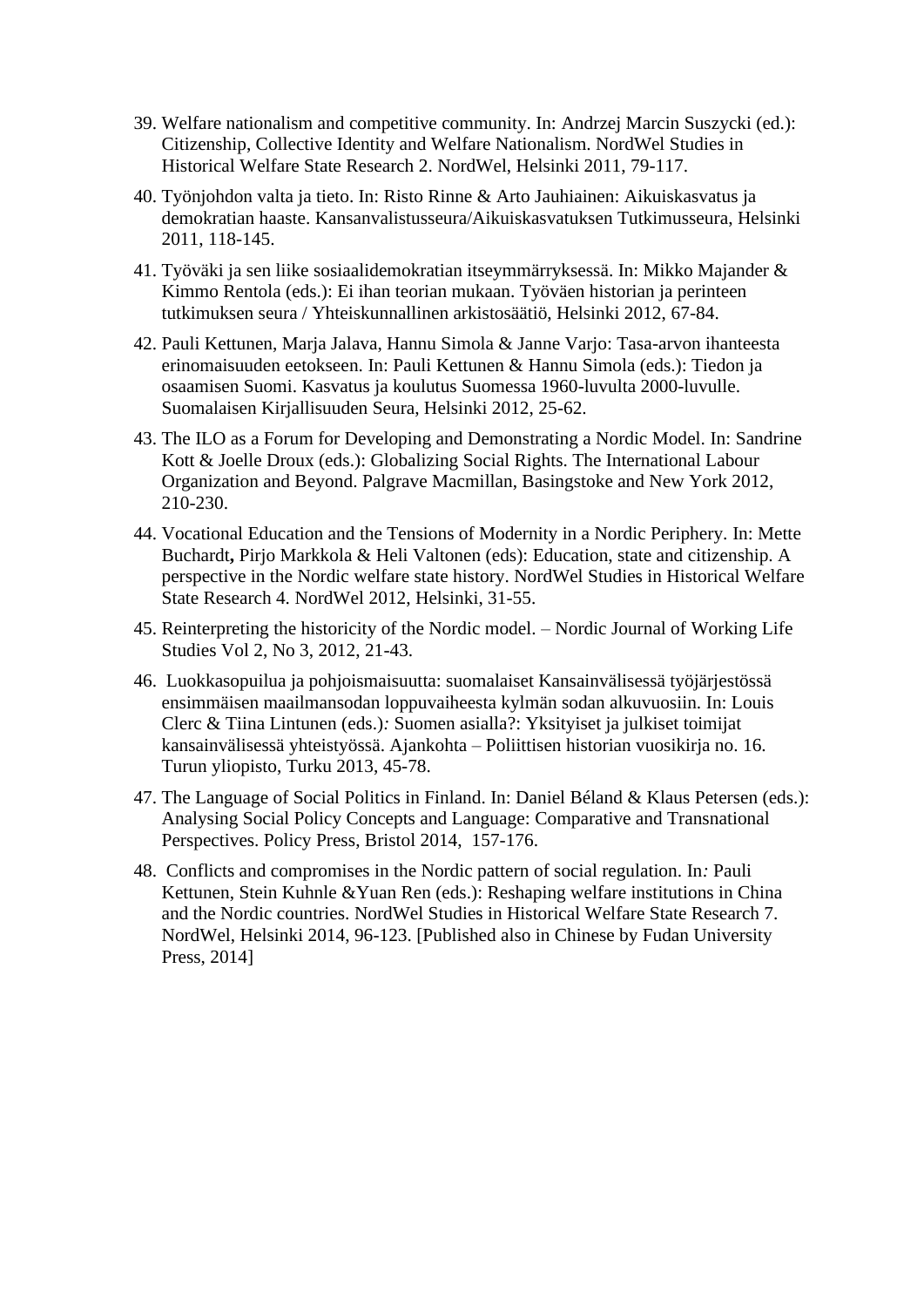39. Welfare nationalism and competitive community. In: Andrzej Marcin Suszycki (ed.): Citizenship, Collective Identity and Welfare Nationalism. NordWel Studies in Historical Welfare State Research 2. NordWel, Helsinki 2011, 79-117.
40. Työnjohdon valta ja tieto. In: Risto Rinne & Arto Jauhiainen: Aikuiskasvatus ja demokratian haaste. Kansanvalistusseura/Aikuiskasvatuksen Tutkimusseura, Helsinki 2011, 118-145.
41. Työväki ja sen liike sosiaalidemokratian itseymmäryksessä. In: Mikko Majander & Kimmo Rentola (eds.): Ei ihan teorian mukaan. Työväen historian ja perinteen tutkimuksen seura / Yhteiskunnallinen arkistosäätiö, Helsinki 2012, 67-84.
42. Pauli Kettunen, Marja Jalava, Hannu Simola & Janne Varjo: Tasa-arvon ihanteesta erinomaisuuden eetokseen. In: Pauli Kettunen & Hannu Simola (eds.): Tiedon ja osaamisen Suomi. Kasvatus ja koulutus Suomessa 1960-luvulta 2000-luvulle. Suomalaisen Kirjallisuuden Seura, Helsinki 2012, 25-62.
43. The ILO as a Forum for Developing and Demonstrating a Nordic Model. In: Sandrine Kott & Joelle Droux (eds.): Globalizing Social Rights. The International Labour Organization and Beyond. Palgrave Macmillan, Basingstoke and New York 2012, 210-230.
44. Vocational Education and the Tensions of Modernity in a Nordic Periphery. In: Mette Buchardt**,** Pirjo Markkola & Heli Valtonen (eds): Education, state and citizenship. A perspective in the Nordic welfare state history. NordWel Studies in Historical Welfare State Research 4. NordWel 2012, Helsinki, 31-55.
45. Reinterpreting the historicity of the Nordic model. – Nordic Journal of Working Life Studies Vol 2, No 3, 2012, 21-43.
46. Luokkasopuilua ja pohjoismaisuutta: suomalaiset Kansainvälisessä työjärjestössä ensimmäisen maailmansodan loppuvaiheesta kylmän sodan alkuvuosiin. In: Louis Clerc & Tiina Lintunen (eds.)*:* Suomen asialla?: Yksityiset ja julkiset toimijat kansainvälisessä yhteistyössä. Ajankohta – Poliittisen historian vuosikirja no. 16. Turun yliopisto, Turku 2013, 45-78.
47. The Language of Social Politics in Finland. In: Daniel Béland & Klaus Petersen (eds.): Analysing Social Policy Concepts and Language: Comparative and Transnational Perspectives. Policy Press, Bristol 2014, 157-176.
48. Conflicts and compromises in the Nordic pattern of social regulation. In*:* Pauli Kettunen, Stein Kuhnle &Yuan Ren (eds.): Reshaping welfare institutions in China and the Nordic countries. NordWel Studies in Historical Welfare State Research 7. NordWel, Helsinki 2014, 96-123. [Published also in Chinese by Fudan University Press, 2014]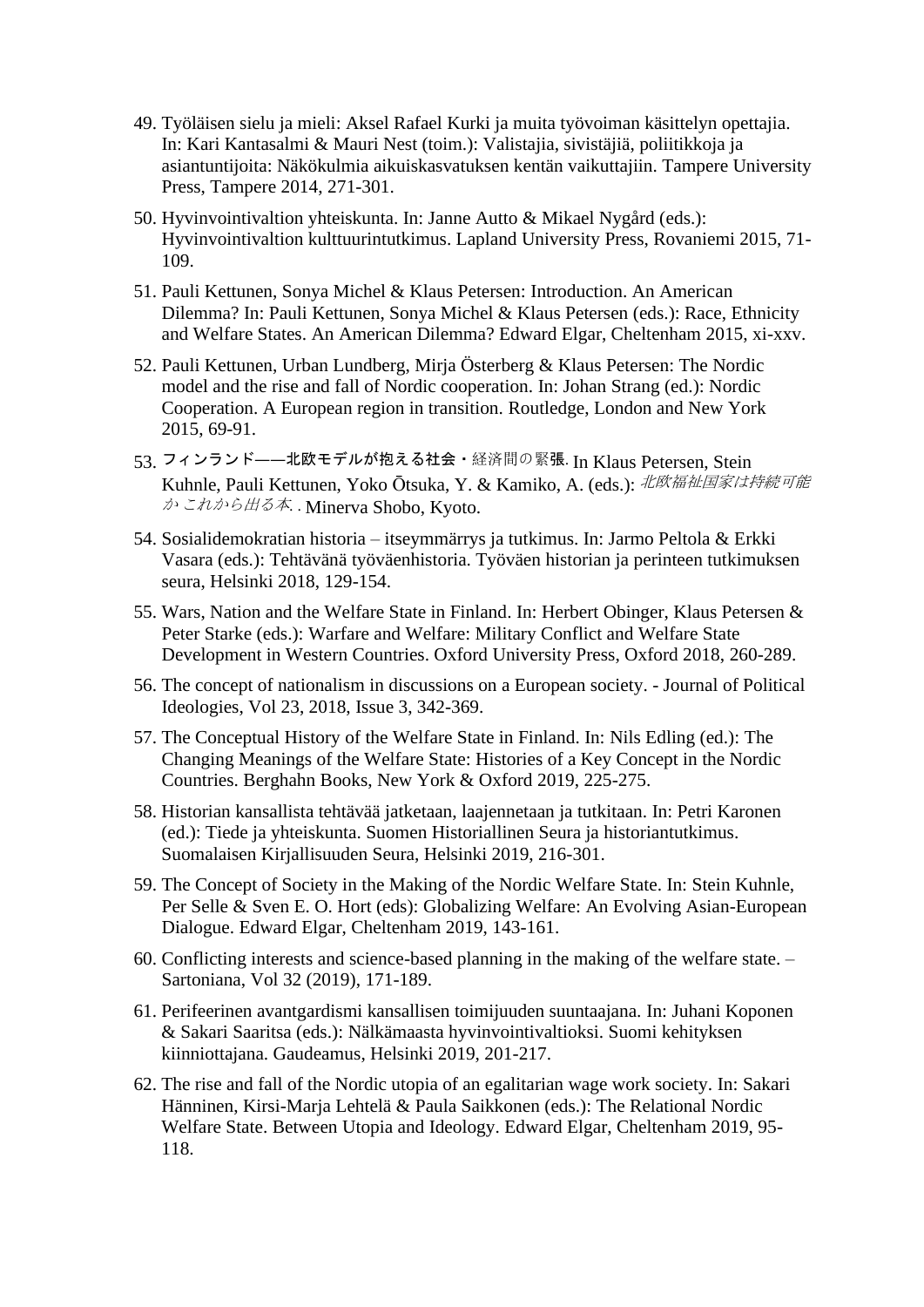49. Työläisen sielu ja mieli: Aksel Rafael Kurki ja muita työvoiman käsittelyn opettajia. In: Kari Kantasalmi & Mauri Nest (toim.): Valistajia, sivistäjiä, poliitikkoja ja asiantuntijoita: Näkökulmia aikuiskasvatuksen kentän vaikuttajiin. Tampere University Press, Tampere 2014, 271-301.

50. Hyvinvointivaltion yhteiskunta. In: Janne Autto & Mikael Nygård (eds.): Hyvinvointivaltion kulttuurintutkimus. Lapland University Press, Rovaniemi 2015, 71-109.

51. Pauli Kettunen, Sonya Michel & Klaus Petersen: Introduction. An American Dilemma? In: Pauli Kettunen, Sonya Michel & Klaus Petersen (eds.): Race, Ethnicity and Welfare States. An American Dilemma? Edward Elgar, Cheltenham 2015, xi-xxv.

52. Pauli Kettunen, Urban Lundberg, Mirja Österberg & Klaus Petersen: The Nordic model and the rise and fall of Nordic cooperation. In: Johan Strang (ed.): Nordic Cooperation. A European region in transition. Routledge, London and New York 2015, 69-91.

53. フィンランド——北欧モデルが抱える社会・経済間の緊張. In Klaus Petersen, Stein Kuhnle, Pauli Kettunen, Yoko Ōtsuka, Y. & Kamiko, A. (eds.): *北欧福祉国家は持続可能か これから出る本.* . Minerva Shobo, Kyoto.

54. Sosialidemokratian historia – itseymmärrys ja tutkimus. In: Jarmo Peltola & Erkki Vasara (eds.): Tehtävänä työväenhistoria. Työväen historian ja perinteen tutkimuksen seura, Helsinki 2018, 129-154.

55. Wars, Nation and the Welfare State in Finland. In: Herbert Obinger, Klaus Petersen & Peter Starke (eds.): Warfare and Welfare: Military Conflict and Welfare State Development in Western Countries. Oxford University Press, Oxford 2018, 260-289.

56. The concept of nationalism in discussions on a European society. - Journal of Political Ideologies, Vol 23, 2018, Issue 3, 342-369.

57. The Conceptual History of the Welfare State in Finland. In: Nils Edling (ed.): The Changing Meanings of the Welfare State: Histories of a Key Concept in the Nordic Countries. Berghahn Books, New York & Oxford 2019, 225-275.

58. Historian kansallista tehtävää jatketaan, laajennetaan ja tutkitaan. In: Petri Karonen (ed.): Tiede ja yhteiskunta. Suomen Historiallinen Seura ja historiantutkimus. Suomalaisen Kirjallisuuden Seura, Helsinki 2019, 216-301.

59. The Concept of Society in the Making of the Nordic Welfare State. In: Stein Kuhnle, Per Selle & Sven E. O. Hort (eds): Globalizing Welfare: An Evolving Asian-European Dialogue. Edward Elgar, Cheltenham 2019, 143-161.

60. Conflicting interests and science-based planning in the making of the welfare state. – Sartoniana, Vol 32 (2019), 171-189.

61. Perifeerinen avantgardismi kansallisen toimijuuden suuntaajana. In: Juhani Koponen & Sakari Saaritsa (eds.): Nälkämaasta hyvinvointivaltioksi. Suomi kehityksen kiinniottajana. Gaudeamus, Helsinki 2019, 201-217.

62. The rise and fall of the Nordic utopia of an egalitarian wage work society. In: Sakari Hänninen, Kirsi-Marja Lehtelä & Paula Saikkonen (eds.): The Relational Nordic Welfare State. Between Utopia and Ideology. Edward Elgar, Cheltenham 2019, 95-118.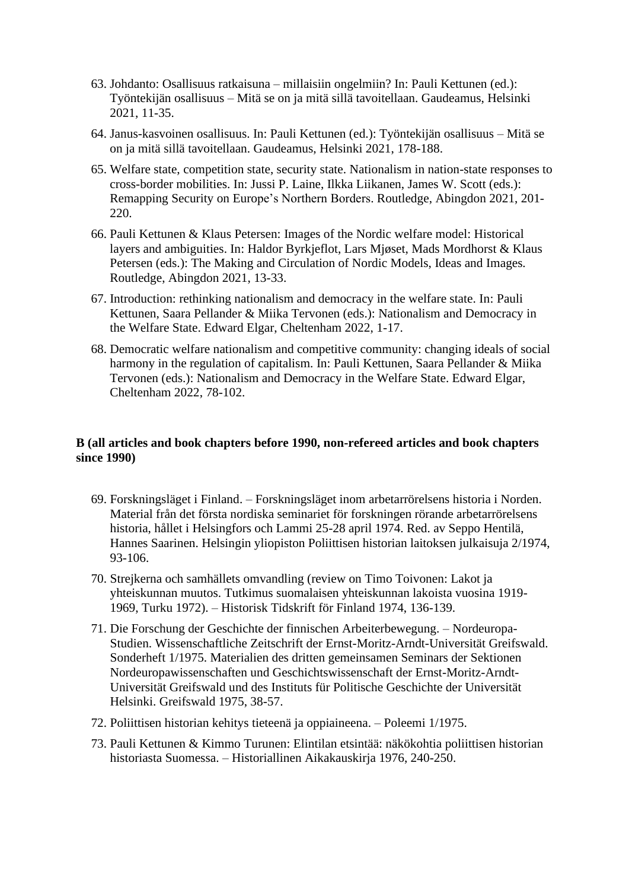63. Johdanto: Osallisuus ratkaisuna – millaisiin ongelmiin? In: Pauli Kettunen (ed.): Työntekijän osallisuus – Mitä se on ja mitä sillä tavoitellaan. Gaudeamus, Helsinki 2021, 11-35.

64. Janus-kasvoinen osallisuus. In: Pauli Kettunen (ed.): Työntekijän osallisuus – Mitä se on ja mitä sillä tavoitellaan. Gaudeamus, Helsinki 2021, 178-188.

65. Welfare state, competition state, security state. Nationalism in nation-state responses to cross-border mobilities. In: Jussi P. Laine, Ilkka Liikanen, James W. Scott (eds.): Remapping Security on Europe's Northern Borders. Routledge, Abingdon 2021, 201-220.

66. Pauli Kettunen & Klaus Petersen: Images of the Nordic welfare model: Historical layers and ambiguities. In: Haldor Byrkjeflot, Lars Mjøset, Mads Mordhorst & Klaus Petersen (eds.): The Making and Circulation of Nordic Models, Ideas and Images. Routledge, Abingdon 2021, 13-33.

67. Introduction: rethinking nationalism and democracy in the welfare state. In: Pauli Kettunen, Saara Pellander & Miika Tervonen (eds.): Nationalism and Democracy in the Welfare State. Edward Elgar, Cheltenham 2022, 1-17.

68. Democratic welfare nationalism and competitive community: changing ideals of social harmony in the regulation of capitalism. In: Pauli Kettunen, Saara Pellander & Miika Tervonen (eds.): Nationalism and Democracy in the Welfare State. Edward Elgar, Cheltenham 2022, 78-102.

**B (all articles and book chapters before 1990, non-refereed articles and book chapters since 1990)**

69. Forskningsläget i Finland. – Forskningsläget inom arbetarrörelsens historia i Norden. Material från det första nordiska seminariet för forskningen rörande arbetarrörelsens historia, hållet i Helsingfors och Lammi 25-28 april 1974. Red. av Seppo Hentilä, Hannes Saarinen. Helsingin yliopiston Poliittisen historian laitoksen julkaisuja 2/1974, 93-106.

70. Strejkerna och samhällets omvandling (review on Timo Toivonen: Lakot ja yhteiskunnan muutos. Tutkimus suomalaisen yhteiskunnan lakoista vuosina 1919-1969, Turku 1972). – Historisk Tidskrift för Finland 1974, 136-139.

71. Die Forschung der Geschichte der finnischen Arbeiterbewegung. – Nordeuropa-Studien. Wissenschaftliche Zeitschrift der Ernst-Moritz-Arndt-Universität Greifswald. Sonderheft 1/1975. Materialien des dritten gemeinsamen Seminars der Sektionen Nordeuropawissenschaften und Geschichtswissenschaft der Ernst-Moritz-Arndt-Universität Greifswald und des Instituts für Politische Geschichte der Universität Helsinki. Greifswald 1975, 38-57.

72. Poliittisen historian kehitys tieteenä ja oppiaineena. – Poleemi 1/1975.

73. Pauli Kettunen & Kimmo Turunen: Elintilan etsintää: näkökohtia poliittisen historian historiasta Suomessa. – Historiallinen Aikakauskirja 1976, 240-250.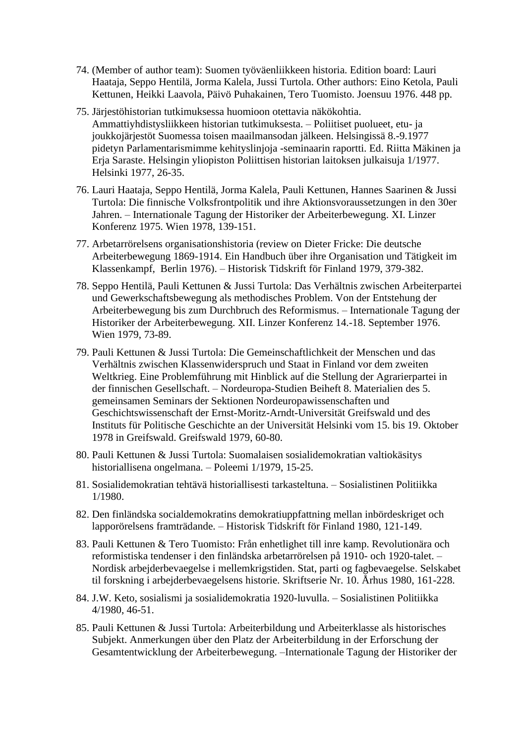74. (Member of author team): Suomen työväenliikkeen historia. Edition board: Lauri Haataja, Seppo Hentilä, Jorma Kalela, Jussi Turtola. Other authors: Eino Ketola, Pauli Kettunen, Heikki Laavola, Päivö Puhakainen, Tero Tuomisto. Joensuu 1976. 448 pp.

75. Järjestöhistorian tutkimuksessa huomioon otettavia näkökohtia. Ammattiyhdistysliikkeen historian tutkimuksesta. – Poliitiset puolueet, etu- ja joukkojärjestöt Suomessa toisen maailmansodan jälkeen. Helsingissä 8.-9.1977 pidetyn Parlamentarismimme kehityslinjoja -seminaarin raportti. Ed. Riitta Mäkinen ja Erja Saraste. Helsingin yliopiston Poliittisen historian laitoksen julkaisuja 1/1977. Helsinki 1977, 26-35.

76. Lauri Haataja, Seppo Hentilä, Jorma Kalela, Pauli Kettunen, Hannes Saarinen & Jussi Turtola: Die finnische Volksfrontpolitik und ihre Aktionsvoraussetzungen in den 30er Jahren. – Internationale Tagung der Historiker der Arbeiterbewegung. XI. Linzer Konferenz 1975. Wien 1978, 139-151.

77. Arbetarrörelsens organisationshistoria (review on Dieter Fricke: Die deutsche Arbeiterbewegung 1869-1914. Ein Handbuch über ihre Organisation und Tätigkeit im Klassenkampf, Berlin 1976). – Historisk Tidskrift för Finland 1979, 379-382.

78. Seppo Hentilä, Pauli Kettunen & Jussi Turtola: Das Verhältnis zwischen Arbeiterpartei und Gewerkschaftsbewegung als methodisches Problem. Von der Entstehung der Arbeiterbewegung bis zum Durchbruch des Reformismus. – Internationale Tagung der Historiker der Arbeiterbewegung. XII. Linzer Konferenz 14.-18. September 1976. Wien 1979, 73-89.

79. Pauli Kettunen & Jussi Turtola: Die Gemeinschaftlichkeit der Menschen und das Verhältnis zwischen Klassenwiderspruch und Staat in Finland vor dem zweiten Weltkrieg. Eine Problemführung mit Hinblick auf die Stellung der Agrarierpartei in der finnischen Gesellschaft. – Nordeuropa-Studien Beiheft 8. Materialien des 5. gemeinsamen Seminars der Sektionen Nordeuropawissenschaften und Geschichtswissenschaft der Ernst-Moritz-Arndt-Universität Greifswald und des Instituts für Politische Geschichte an der Universität Helsinki vom 15. bis 19. Oktober 1978 in Greifswald. Greifswald 1979, 60-80.

80. Pauli Kettunen & Jussi Turtola: Suomalaisen sosialidemokratian valtiokäsitys historiallisena ongelmana. – Poleemi 1/1979, 15-25.

81. Sosialidemokratian tehtävä historiallisesti tarkasteltuna. – Sosialistinen Politiikka 1/1980.

82. Den finländska socialdemokratins demokratiuppfattning mellan inbördeskriget och lapporörelsens framträdande. – Historisk Tidskrift för Finland 1980, 121-149.

83. Pauli Kettunen & Tero Tuomisto: Från enhetlighet till inre kamp. Revolutionära och reformistiska tendenser i den finländska arbetarrörelsen på 1910- och 1920-talet. – Nordisk arbejderbevaegelse i mellemkrigstiden. Stat, parti og fagbevaegelse. Selskabet til forskning i arbejderbevaegelsens historie. Skriftserie Nr. 10. Århus 1980, 161-228.

84. J.W. Keto, sosialismi ja sosialidemokratia 1920-luvulla. – Sosialistinen Politiikka 4/1980, 46-51.

85. Pauli Kettunen & Jussi Turtola: Arbeiterbildung und Arbeiterklasse als historisches Subjekt. Anmerkungen über den Platz der Arbeiterbildung in der Erforschung der Gesamtentwicklung der Arbeiterbewegung. –Internationale Tagung der Historiker der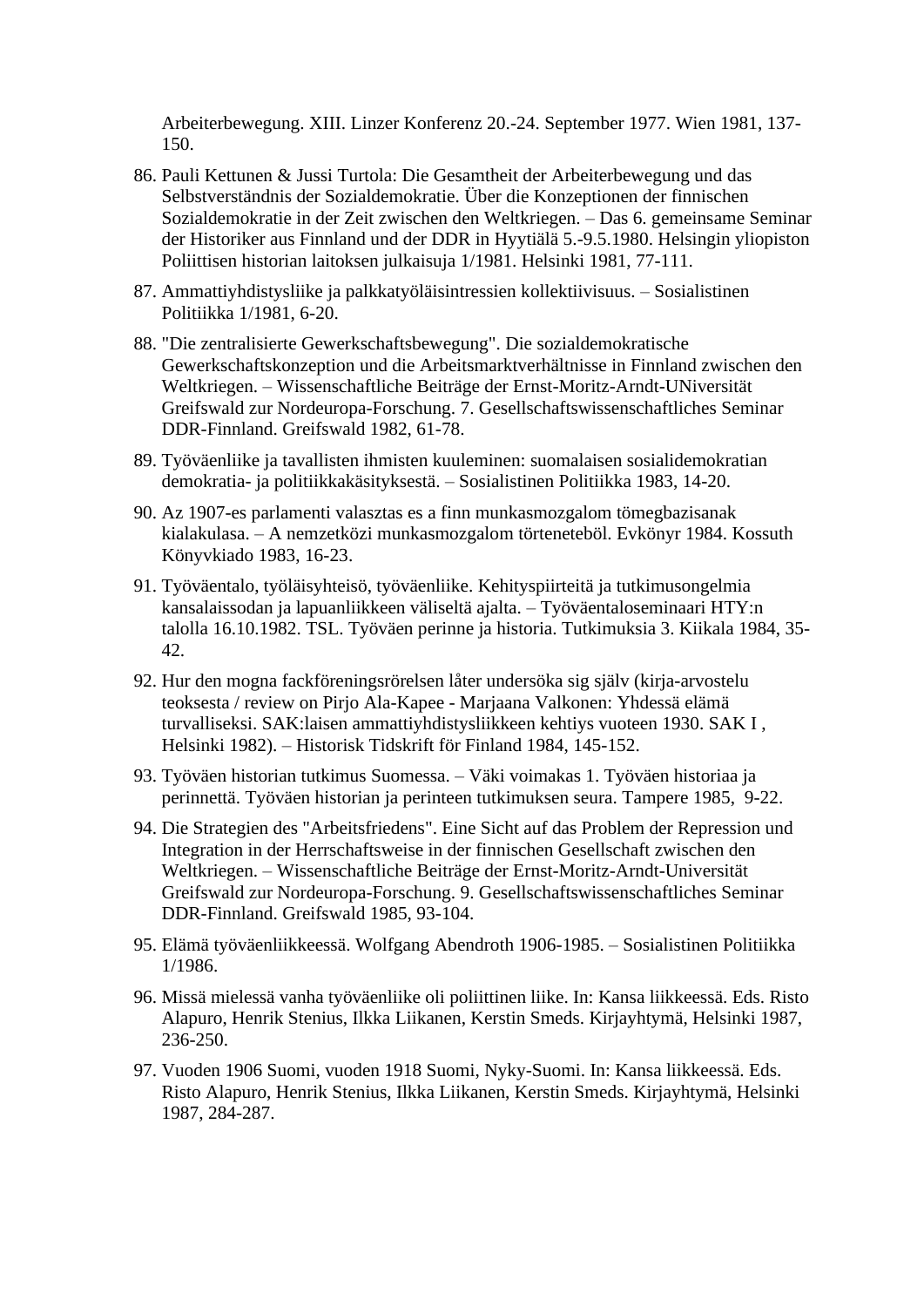Arbeiterbewegung. XIII. Linzer Konferenz 20.-24. September 1977. Wien 1981, 137-150.

86. Pauli Kettunen & Jussi Turtola: Die Gesamtheit der Arbeiterbewegung und das Selbstverständnis der Sozialdemokratie. Über die Konzeptionen der finnischen Sozialdemokratie in der Zeit zwischen den Weltkriegen. – Das 6. gemeinsame Seminar der Historiker aus Finnland und der DDR in Hyytiälä 5.-9.5.1980. Helsingin yliopiston Poliittisen historian laitoksen julkaisuja 1/1981. Helsinki 1981, 77-111.
87. Ammattiyhdistysliike ja palkkatyöläisintressien kollektiivisuus. – Sosialistinen Politiikka 1/1981, 6-20.
88. "Die zentralisierte Gewerkschaftsbewegung". Die sozialdemokratische Gewerkschaftskonzeption und die Arbeitsmarktverhältnisse in Finnland zwischen den Weltkriegen. – Wissenschaftliche Beiträge der Ernst-Moritz-Arndt-UNiversität Greifswald zur Nordeuropa-Forschung. 7. Gesellschaftswissenschaftliches Seminar DDR-Finnland. Greifswald 1982, 61-78.
89. Työväenliike ja tavallisten ihmisten kuuleminen: suomalaisen sosialidemokratian demokratia- ja politiikkakäsityksestä. – Sosialistinen Politiikka 1983, 14-20.
90. Az 1907-es parlamenti valasztas es a finn munkasmozgalom tömegbazisanak kialakulasa. – A nemzetközi munkasmozgalom törteneteböl. Evkönyr 1984. Kossuth Könyvkiado 1983, 16-23.
91. Työväentalo, työläisyhteisö, työväenliike. Kehityspiirteitä ja tutkimusongelmia kansalaissodan ja lapuanliikkeen väliseltä ajalta. – Työväentaloseminaari HTY:n talolla 16.10.1982. TSL. Työväen perinne ja historia. Tutkimuksia 3. Kiikala 1984, 35-42.
92. Hur den mogna fackföreningsrörelsen låter undersöka sig själv (kirja-arvostelu teoksesta / review on Pirjo Ala-Kapee - Marjaana Valkonen: Yhdessä elämä turvalliseksi. SAK:laisen ammattiyhdistysliikkeen kehtiys vuoteen 1930. SAK I , Helsinki 1982). – Historisk Tidskrift för Finland 1984, 145-152.
93. Työväen historian tutkimus Suomessa. – Väki voimakas 1. Työväen historiaa ja perinnettä. Työväen historian ja perinteen tutkimuksen seura. Tampere 1985, 9-22.
94. Die Strategien des "Arbeitsfriedens". Eine Sicht auf das Problem der Repression und Integration in der Herrschaftsweise in der finnischen Gesellschaft zwischen den Weltkriegen. – Wissenschaftliche Beiträge der Ernst-Moritz-Arndt-Universität Greifswald zur Nordeuropa-Forschung. 9. Gesellschaftswissenschaftliches Seminar DDR-Finnland. Greifswald 1985, 93-104.
95. Elämä työväenliikkeessä. Wolfgang Abendroth 1906-1985. – Sosialistinen Politiikka 1/1986.
96. Missä mielessä vanha työväenliike oli poliittinen liike. In: Kansa liikkeessä. Eds. Risto Alapuro, Henrik Stenius, Ilkka Liikanen, Kerstin Smeds. Kirjayhtymä, Helsinki 1987, 236-250.
97. Vuoden 1906 Suomi, vuoden 1918 Suomi, Nyky-Suomi. In: Kansa liikkeessä. Eds. Risto Alapuro, Henrik Stenius, Ilkka Liikanen, Kerstin Smeds. Kirjayhtymä, Helsinki 1987, 284-287.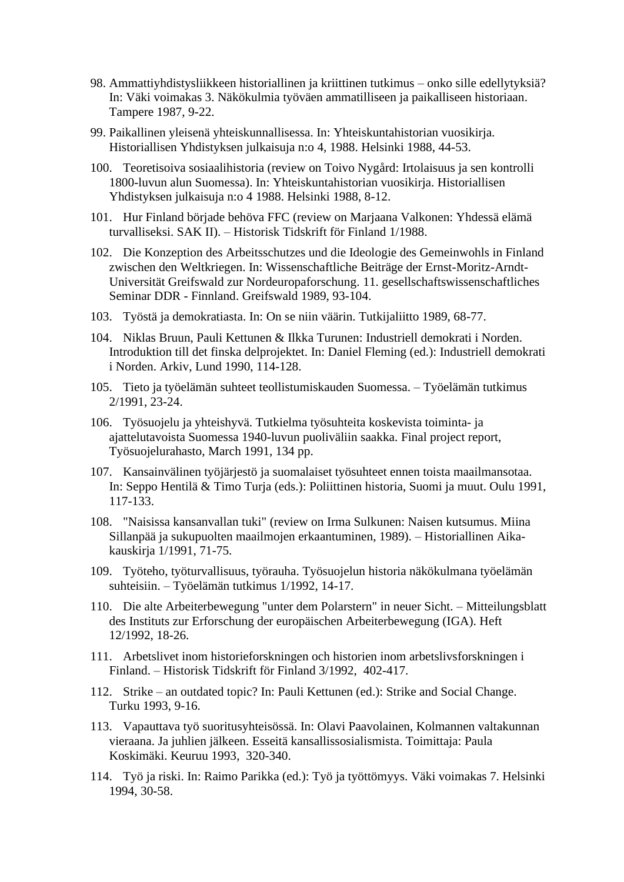98. Ammattiyhdistysliikkeen historiallinen ja kriittinen tutkimus – onko sille edellytyksiä? In: Väki voimakas 3. Näkökulmia työväen ammatilliseen ja paikalliseen historiaan. Tampere 1987, 9-22.
99. Paikallinen yleisenä yhteiskunnallisessa. In: Yhteiskuntahistorian vuosikirja. Historiallisen Yhdistyksen julkaisuja n:o 4, 1988. Helsinki 1988, 44-53.
100. Teoretisoiva sosiaalihistoria (review on Toivo Nygård: Irtolaisuus ja sen kontrolli 1800-luvun alun Suomessa). In: Yhteiskuntahistorian vuosikirja. Historiallisen Yhdistyksen julkaisuja n:o 4 1988. Helsinki 1988, 8-12.
101. Hur Finland började behöva FFC (review on Marjaana Valkonen: Yhdessä elämä turvalliseksi. SAK II). – Historisk Tidskrift för Finland 1/1988.
102. Die Konzeption des Arbeitsschutzes und die Ideologie des Gemeinwohls in Finland zwischen den Weltkriegen. In: Wissenschaftliche Beiträge der Ernst-Moritz-Arndt-Universität Greifswald zur Nordeuropaforschung. 11. gesellschaftswissenschaftliches Seminar DDR - Finnland. Greifswald 1989, 93-104.
103. Työstä ja demokratiasta. In: On se niin väärin. Tutkijaliitto 1989, 68-77.
104. Niklas Bruun, Pauli Kettunen & Ilkka Turunen: Industriell demokrati i Norden. Introduktion till det finska delprojektet. In: Daniel Fleming (ed.): Industriell demokrati i Norden. Arkiv, Lund 1990, 114-128.
105. Tieto ja työelämän suhteet teollistumiskauden Suomessa. – Työelämän tutkimus 2/1991, 23-24.
106. Työsuojelu ja yhteishyvä. Tutkielma työsuhteita koskevista toiminta- ja ajattelutavoista Suomessa 1940-luvun puoliväliin saakka. Final project report, Työsuojelurahasto, March 1991, 134 pp.
107. Kansainvälinen työjärjestö ja suomalaiset työsuhteet ennen toista maailmansotaa. In: Seppo Hentilä & Timo Turja (eds.): Poliittinen historia, Suomi ja muut. Oulu 1991, 117-133.
108. "Naisissa kansanvallan tuki" (review on Irma Sulkunen: Naisen kutsumus. Miina Sillanpää ja sukupuolten maailmojen erkaantuminen, 1989). – Historiallinen Aikakauskirja 1/1991, 71-75.
109. Työteho, työturvallisuus, työrauha. Työsuojelun historia näkökulmana työelämän suhteisiin. – Työelämän tutkimus 1/1992, 14-17.
110. Die alte Arbeiterbewegung "unter dem Polarstern" in neuer Sicht. – Mitteilungsblatt des Instituts zur Erforschung der europäischen Arbeiterbewegung (IGA). Heft 12/1992, 18-26.
111. Arbetslivet inom historieforskningen och historien inom arbetslivsforskningen i Finland. – Historisk Tidskrift för Finland 3/1992, 402-417.
112. Strike – an outdated topic? In: Pauli Kettunen (ed.): Strike and Social Change. Turku 1993, 9-16.
113. Vapauttava työ suoritusyhteisössä. In: Olavi Paavolainen, Kolmannen valtakunnan vieraana. Ja juhlien jälkeen. Esseitä kansallissosialismista. Toimittaja: Paula Koskimäki. Keuruu 1993, 320-340.
114. Työ ja riski. In: Raimo Parikka (ed.): Työ ja työttömyys. Väki voimakas 7. Helsinki 1994, 30-58.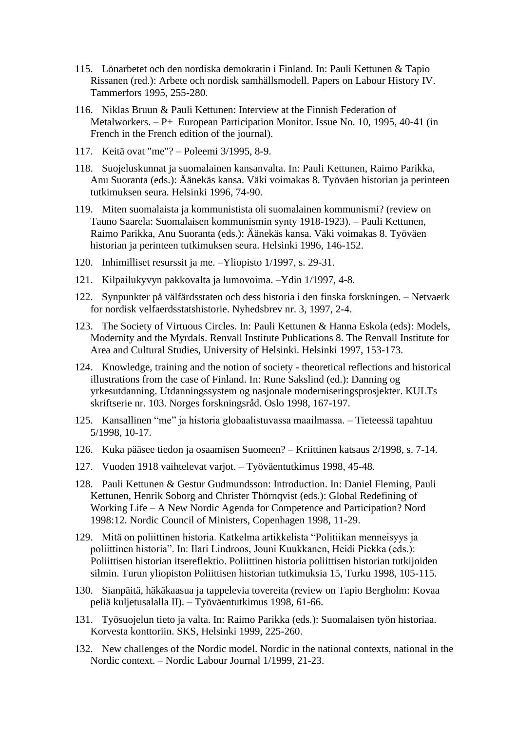115. Lönarbetet och den nordiska demokratin i Finland. In: Pauli Kettunen & Tapio Rissanen (red.): Arbete och nordisk samhällsmodell. Papers on Labour History IV. Tammerfors 1995, 255-280.

116. Niklas Bruun & Pauli Kettunen: Interview at the Finnish Federation of Metalworkers. – P+ European Participation Monitor. Issue No. 10, 1995, 40-41 (in French in the French edition of the journal).

117. Keitä ovat "me"? – Poleemi 3/1995, 8-9.

118. Suojeluskunnat ja suomalainen kansanvalta. In: Pauli Kettunen, Raimo Parikka, Anu Suoranta (eds.): Äänekäs kansa. Väki voimakas 8. Työväen historian ja perinteen tutkimuksen seura. Helsinki 1996, 74-90.

119. Miten suomalaista ja kommunistista oli suomalainen kommunismi? (review on Tauno Saarela: Suomalaisen kommunismin synty 1918-1923). – Pauli Kettunen, Raimo Parikka, Anu Suoranta (eds.): Äänekäs kansa. Väki voimakas 8. Työväen historian ja perinteen tutkimuksen seura. Helsinki 1996, 146-152.

120. Inhimilliset resurssit ja me. –Yliopisto 1/1997, s. 29-31.

121. Kilpailukyvyn pakkovalta ja lumovoima. –Ydin 1/1997, 4-8.

122. Synpunkter på välfärdsstaten och dess historia i den finska forskningen. – Netvaerk for nordisk velfaerdsstatshistorie. Nyhedsbrev nr. 3, 1997, 2-4.

123. The Society of Virtuous Circles. In: Pauli Kettunen & Hanna Eskola (eds): Models, Modernity and the Myrdals. Renvall Institute Publications 8. The Renvall Institute for Area and Cultural Studies, University of Helsinki. Helsinki 1997, 153-173.

124. Knowledge, training and the notion of society - theoretical reflections and historical illustrations from the case of Finland. In: Rune Sakslind (ed.): Danning og yrkesutdanning. Utdanningssystem og nasjonale moderniseringsprosjekter. KULTs skriftserie nr. 103. Norges forskningsråd. Oslo 1998, 167-197.

125. Kansallinen "me" ja historia globaalistuvassa maailmassa. – Tieteessä tapahtuu 5/1998, 10-17.

126. Kuka pääsee tiedon ja osaamisen Suomeen? – Kriittinen katsaus 2/1998, s. 7-14.

127. Vuoden 1918 vaihtelevat varjot. – Työväentutkimus 1998, 45-48.

128. Pauli Kettunen & Gestur Gudmundsson: Introduction. In: Daniel Fleming, Pauli Kettunen, Henrik Soborg and Christer Thörnqvist (eds.): Global Redefining of Working Life – A New Nordic Agenda for Competence and Participation? Nord 1998:12. Nordic Council of Ministers, Copenhagen 1998, 11-29.

129. Mitä on poliittinen historia. Katkelma artikkelista "Politiikan menneisyys ja poliittinen historia". In: Ilari Lindroos, Jouni Kuukkanen, Heidi Piekka (eds.): Poliittisen historian itsereflektio. Poliittinen historia poliittisen historian tutkijoiden silmin. Turun yliopiston Poliittisen historian tutkimuksia 15, Turku 1998, 105-115.

130. Sianpäitä, häkäkaasua ja tappelevia tovereita (review on Tapio Bergholm: Kovaa peliä kuljetusalalla II). – Työväentutkimus 1998, 61-66.

131. Työsuojelun tieto ja valta. In: Raimo Parikka (eds.): Suomalaisen työn historiaa. Korvesta konttoriin. SKS, Helsinki 1999, 225-260.

132. New challenges of the Nordic model. Nordic in the national contexts, national in the Nordic context. – Nordic Labour Journal 1/1999, 21-23.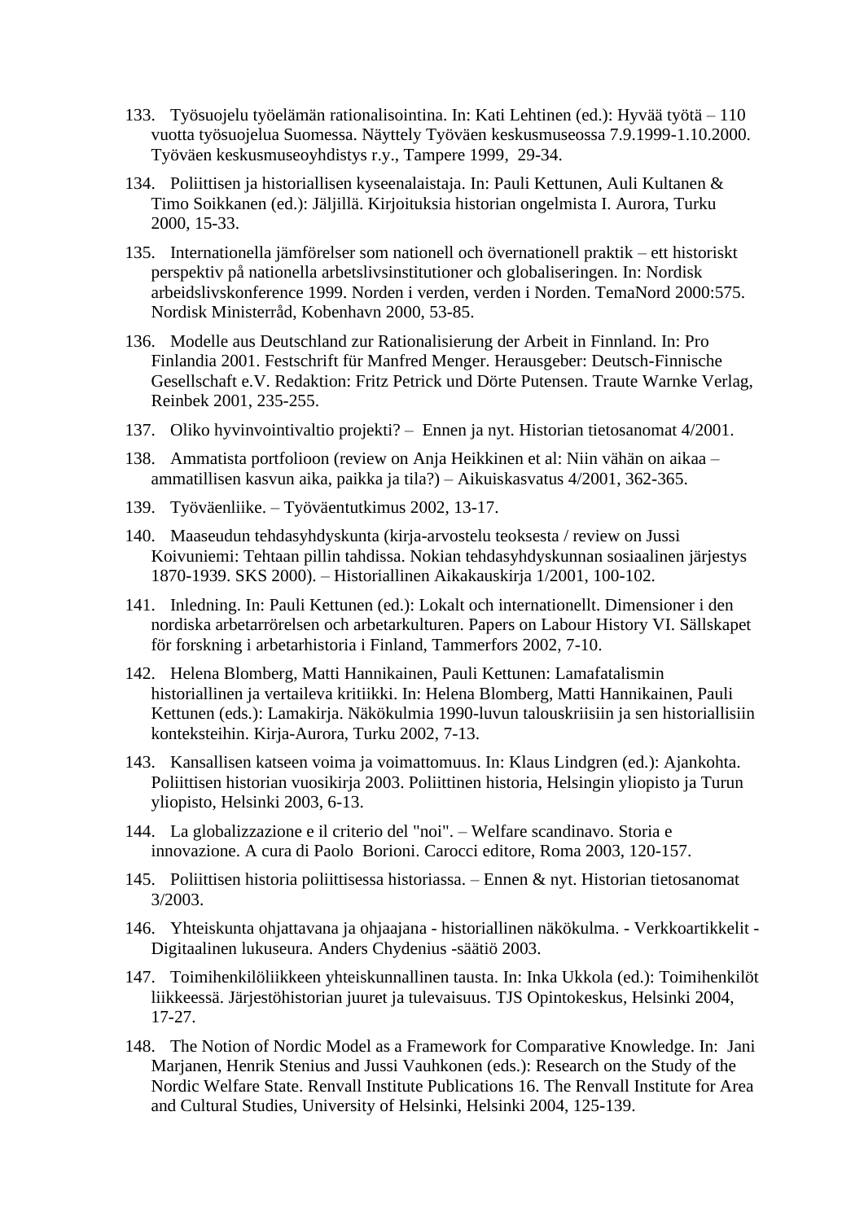133. Työsuojelu työelämän rationalisointina. In: Kati Lehtinen (ed.): Hyvää työtä – 110 vuotta työsuojelua Suomessa. Näyttely Työväen keskusmuseossa 7.9.1999-1.10.2000. Työväen keskusmuseoyhdistys r.y., Tampere 1999, 29-34.

134. Poliittisen ja historiallisen kyseenalaistaja. In: Pauli Kettunen, Auli Kultanen & Timo Soikkanen (ed.): Jäljillä. Kirjoituksia historian ongelmista I. Aurora, Turku 2000, 15-33.

135. Internationella jämförelser som nationell och övernationell praktik – ett historiskt perspektiv på nationella arbetslivsinstitutioner och globaliseringen. In: Nordisk arbeidslivskonference 1999. Norden i verden, verden i Norden. TemaNord 2000:575. Nordisk Ministerråd, Kobenhavn 2000, 53-85.

136. Modelle aus Deutschland zur Rationalisierung der Arbeit in Finnland. In: Pro Finlandia 2001. Festschrift für Manfred Menger. Herausgeber: Deutsch-Finnische Gesellschaft e.V. Redaktion: Fritz Petrick und Dörte Putensen. Traute Warnke Verlag, Reinbek 2001, 235-255.

137. Oliko hyvinvointivaltio projekti? – Ennen ja nyt. Historian tietosanomat 4/2001.

138. Ammatista portfolioon (review on Anja Heikkinen et al: Niin vähän on aikaa – ammatillisen kasvun aika, paikka ja tila?) – Aikuiskasvatus 4/2001, 362-365.

139. Työväenliike. – Työväentutkimus 2002, 13-17.

140. Maaseudun tehdasyhdyskunta (kirja-arvostelu teoksesta / review on Jussi Koivuniemi: Tehtaan pillin tahdissa. Nokian tehdasyhdyskunnan sosiaalinen järjestys 1870-1939. SKS 2000). – Historiallinen Aikakauskirja 1/2001, 100-102.

141. Inledning. In: Pauli Kettunen (ed.): Lokalt och internationellt. Dimensioner i den nordiska arbetarrörelsen och arbetarkulturen. Papers on Labour History VI. Sällskapet för forskning i arbetarhistoria i Finland, Tammerfors 2002, 7-10.

142. Helena Blomberg, Matti Hannikainen, Pauli Kettunen: Lamafatalismin historiallinen ja vertaileva kritiikki. In: Helena Blomberg, Matti Hannikainen, Pauli Kettunen (eds.): Lamakirja. Näkökulmia 1990-luvun talouskriisiin ja sen historiallisiin konteksteihin. Kirja-Aurora, Turku 2002, 7-13.

143. Kansallisen katseen voima ja voimattomuus. In: Klaus Lindgren (ed.): Ajankohta. Poliittisen historian vuosikirja 2003. Poliittinen historia, Helsingin yliopisto ja Turun yliopisto, Helsinki 2003, 6-13.

144. La globalizzazione e il criterio del "noi". – Welfare scandinavo. Storia e innovazione. A cura di Paolo Borioni. Carocci editore, Roma 2003, 120-157.

145. Poliittisen historia poliittisessa historiassa. – Ennen & nyt. Historian tietosanomat 3/2003.

146. Yhteiskunta ohjattavana ja ohjaajana - historiallinen näkökulma. - Verkkoartikkelit - Digitaalinen lukuseura. Anders Chydenius -säätiö 2003.

147. Toimihenkilöliikkeen yhteiskunnallinen tausta. In: Inka Ukkola (ed.): Toimihenkilöt liikkeessä. Järjestöhistorian juuret ja tulevaisuus. TJS Opintokeskus, Helsinki 2004, 17-27.

148. The Notion of Nordic Model as a Framework for Comparative Knowledge. In: Jani Marjanen, Henrik Stenius and Jussi Vauhkonen (eds.): Research on the Study of the Nordic Welfare State. Renvall Institute Publications 16. The Renvall Institute for Area and Cultural Studies, University of Helsinki, Helsinki 2004, 125-139.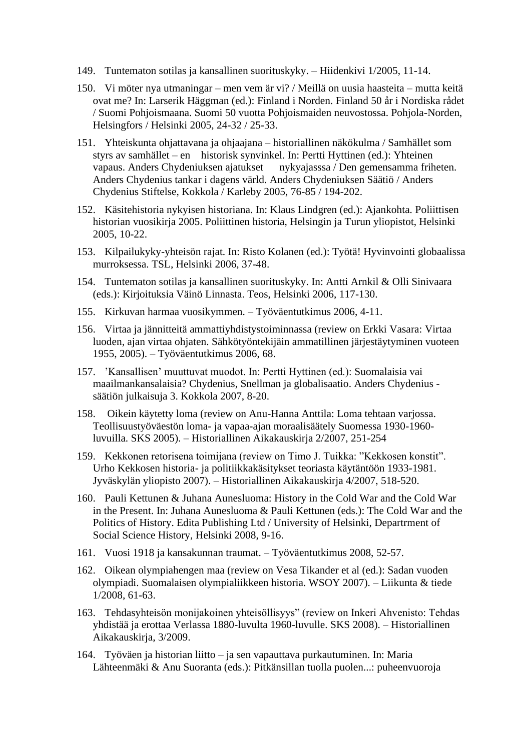149. Tuntematon sotilas ja kansallinen suorituskyky. – Hiidenkivi 1/2005, 11-14.

150. Vi möter nya utmaningar – men vem är vi? / Meillä on uusia haasteita – mutta keitä ovat me? In: Larserik Häggman (ed.): Finland i Norden. Finland 50 år i Nordiska rådet / Suomi Pohjoismaana. Suomi 50 vuotta Pohjoismaiden neuvostossa. Pohjola-Norden, Helsingfors / Helsinki 2005, 24-32 / 25-33.

151. Yhteiskunta ohjattavana ja ohjaajana – historiallinen näkökulma / Samhället som styrs av samhället – en historisk synvinkel. In: Pertti Hyttinen (ed.): Yhteinen vapaus. Anders Chydeniuksen ajatukset nykyajasssa / Den gemensamma friheten. Anders Chydenius tankar i dagens värld. Anders Chydeniuksen Säätiö / Anders Chydenius Stiftelse, Kokkola / Karleby 2005, 76-85 / 194-202.

152. Käsitehistoria nykyisen historiana. In: Klaus Lindgren (ed.): Ajankohta. Poliittisen historian vuosikirja 2005. Poliittinen historia, Helsingin ja Turun yliopistot, Helsinki 2005, 10-22.

153. Kilpailukyky-yhteisön rajat. In: Risto Kolanen (ed.): Työtä! Hyvinvointi globaalissa murroksessa. TSL, Helsinki 2006, 37-48.

154. Tuntematon sotilas ja kansallinen suorituskyky. In: Antti Arnkil & Olli Sinivaara (eds.): Kirjoituksia Väinö Linnasta. Teos, Helsinki 2006, 117-130.

155. Kirkuvan harmaa vuosikymmen. – Työväentutkimus 2006, 4-11.

156. Virtaa ja jännitteitä ammattiyhdistystoiminnassa (review on Erkki Vasara: Virtaa luoden, ajan virtaa ohjaten. Sähkötyöntekijäin ammatillinen järjestäytyminen vuoteen 1955, 2005). – Työväentutkimus 2006, 68.

157. 'Kansallisen' muuttuvat muodot. In: Pertti Hyttinen (ed.): Suomalaisia vai maailmankansalaisia? Chydenius, Snellman ja globalisaatio. Anders Chydenius -säätiön julkaisuja 3. Kokkola 2007, 8-20.

158. Oikein käytetty loma (review on Anu-Hanna Anttila: Loma tehtaan varjossa. Teollisuustyöväestön loma- ja vapaa-ajan moraalisäätely Suomessa 1930-1960-luvuilla. SKS 2005). – Historiallinen Aikakauskirja 2/2007, 251-254

159. Kekkonen retorisena toimijana (review on Timo J. Tuikka: "Kekkosen konstit". Urho Kekkosen historia- ja politiikkakäsitykset teoriasta käytäntöön 1933-1981. Jyväskylän yliopisto 2007). – Historiallinen Aikakauskirja 4/2007, 518-520.

160. Pauli Kettunen & Juhana Aunesluoma: History in the Cold War and the Cold War in the Present. In: Juhana Aunesluoma & Pauli Kettunen (eds.): The Cold War and the Politics of History. Edita Publishing Ltd / University of Helsinki, Departrment of Social Science History, Helsinki 2008, 9-16.

161. Vuosi 1918 ja kansakunnan traumat. – Työväentutkimus 2008, 52-57.

162. Oikean olympiahengen maa (review on Vesa Tikander et al (ed.): Sadan vuoden olympiadi. Suomalaisen olympialiikkeen historia. WSOY 2007). – Liikunta & tiede 1/2008, 61-63.

163. Tehdasyhteisön monijakoinen yhteisöllisyys" (review on Inkeri Ahvenisto: Tehdas yhdistää ja erottaa Verlassa 1880-luvulta 1960-luvulle. SKS 2008). – Historiallinen Aikakauskirja, 3/2009.

164. Työväen ja historian liitto – ja sen vapauttava purkautuminen. In: Maria Lähteenmäki & Anu Suoranta (eds.): Pitkänsillan tuolla puolen...: puheenvuoroja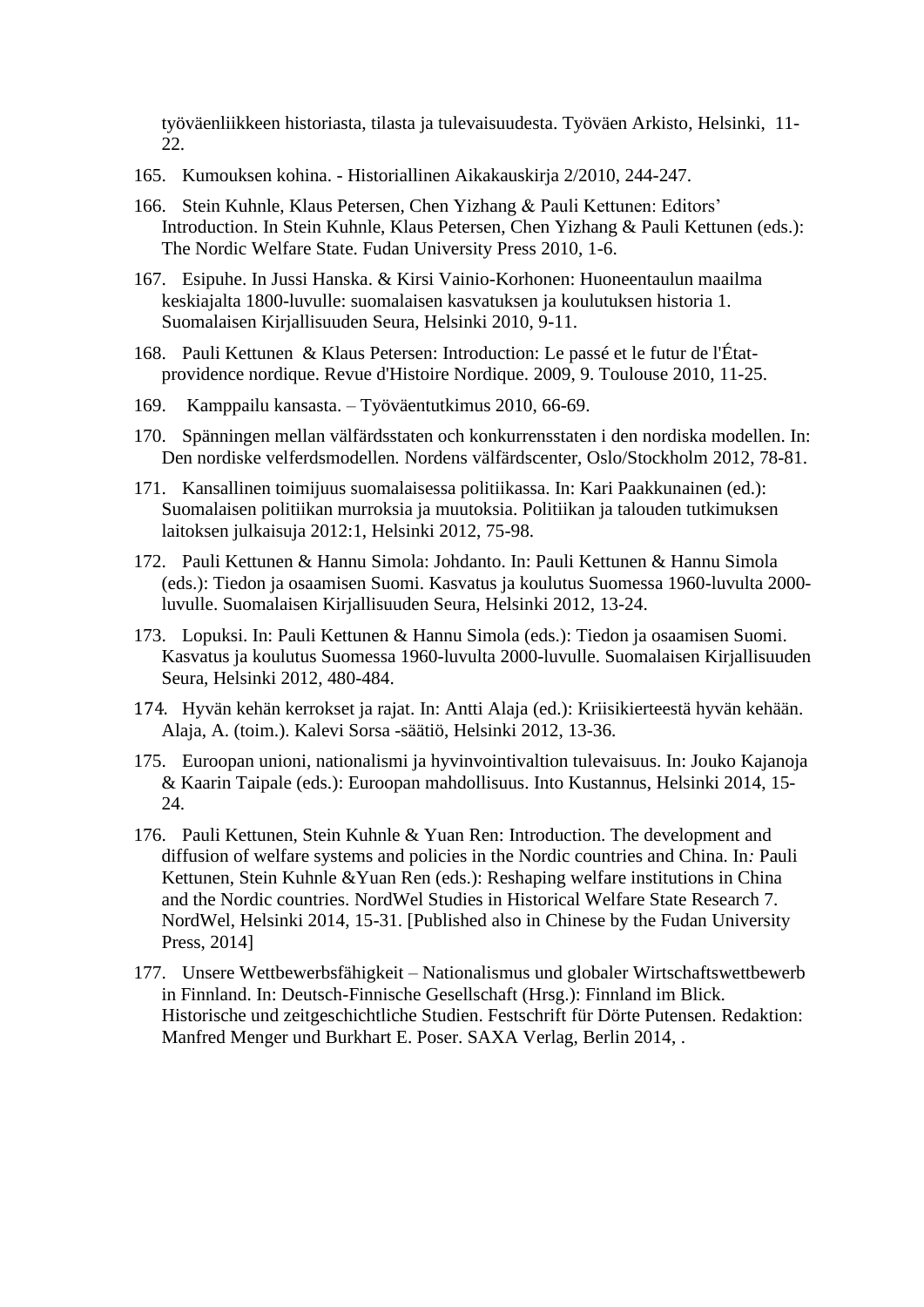työväenliikkeen historiasta, tilasta ja tulevaisuudesta. Työväen Arkisto, Helsinki, 11-22.

165. Kumouksen kohina. - Historiallinen Aikakauskirja 2/2010, 244-247.

166. Stein Kuhnle, Klaus Petersen, Chen Yizhang & Pauli Kettunen: Editors' Introduction. In Stein Kuhnle, Klaus Petersen, Chen Yizhang & Pauli Kettunen (eds.): The Nordic Welfare State. Fudan University Press 2010, 1-6.

167. Esipuhe. In Jussi Hanska. & Kirsi Vainio-Korhonen: Huoneentaulun maailma keskiajalta 1800-luvulle: suomalaisen kasvatuksen ja koulutuksen historia 1. Suomalaisen Kirjallisuuden Seura, Helsinki 2010, 9-11.

168. Pauli Kettunen & Klaus Petersen: Introduction: Le passé et le futur de l'État-providence nordique. Revue d'Histoire Nordique. 2009, 9. Toulouse 2010, 11-25.

169. Kamppailu kansasta. – Työväentutkimus 2010, 66-69.

170. Spänningen mellan välfärdsstaten och konkurrensstaten i den nordiska modellen. In: Den nordiske velferdsmodellen. Nordens välfärdscenter, Oslo/Stockholm 2012, 78-81.

171. Kansallinen toimijuus suomalaisessa politiikassa. In: Kari Paakkunainen (ed.): Suomalaisen politiikan murroksia ja muutoksia. Politiikan ja talouden tutkimuksen laitoksen julkaisuja 2012:1, Helsinki 2012, 75-98.

172. Pauli Kettunen & Hannu Simola: Johdanto. In: Pauli Kettunen & Hannu Simola (eds.): Tiedon ja osaamisen Suomi. Kasvatus ja koulutus Suomessa 1960-luvulta 2000-luvulle. Suomalaisen Kirjallisuuden Seura, Helsinki 2012, 13-24.

173. Lopuksi. In: Pauli Kettunen & Hannu Simola (eds.): Tiedon ja osaamisen Suomi. Kasvatus ja koulutus Suomessa 1960-luvulta 2000-luvulle. Suomalaisen Kirjallisuuden Seura, Helsinki 2012, 480-484.

174. Hyvän kehän kerrokset ja rajat. In: Antti Alaja (ed.): Kriisikierteestä hyvän kehään. Alaja, A. (toim.). Kalevi Sorsa -säätiö, Helsinki 2012, 13-36.

175. Euroopan unioni, nationalismi ja hyvinvointivaltion tulevaisuus. In: Jouko Kajanoja & Kaarin Taipale (eds.): Euroopan mahdollisuus. Into Kustannus, Helsinki 2014, 15-24.

176. Pauli Kettunen, Stein Kuhnle & Yuan Ren: Introduction. The development and diffusion of welfare systems and policies in the Nordic countries and China. In*:* Pauli Kettunen, Stein Kuhnle &Yuan Ren (eds.): Reshaping welfare institutions in China and the Nordic countries. NordWel Studies in Historical Welfare State Research 7. NordWel, Helsinki 2014, 15-31. [Published also in Chinese by the Fudan University Press, 2014]

177. Unsere Wettbewerbsfähigkeit – Nationalismus und globaler Wirtschaftswettbewerb in Finnland. In: Deutsch-Finnische Gesellschaft (Hrsg.): Finnland im Blick. Historische und zeitgeschichtliche Studien. Festschrift für Dörte Putensen. Redaktion: Manfred Menger und Burkhart E. Poser. SAXA Verlag, Berlin 2014, .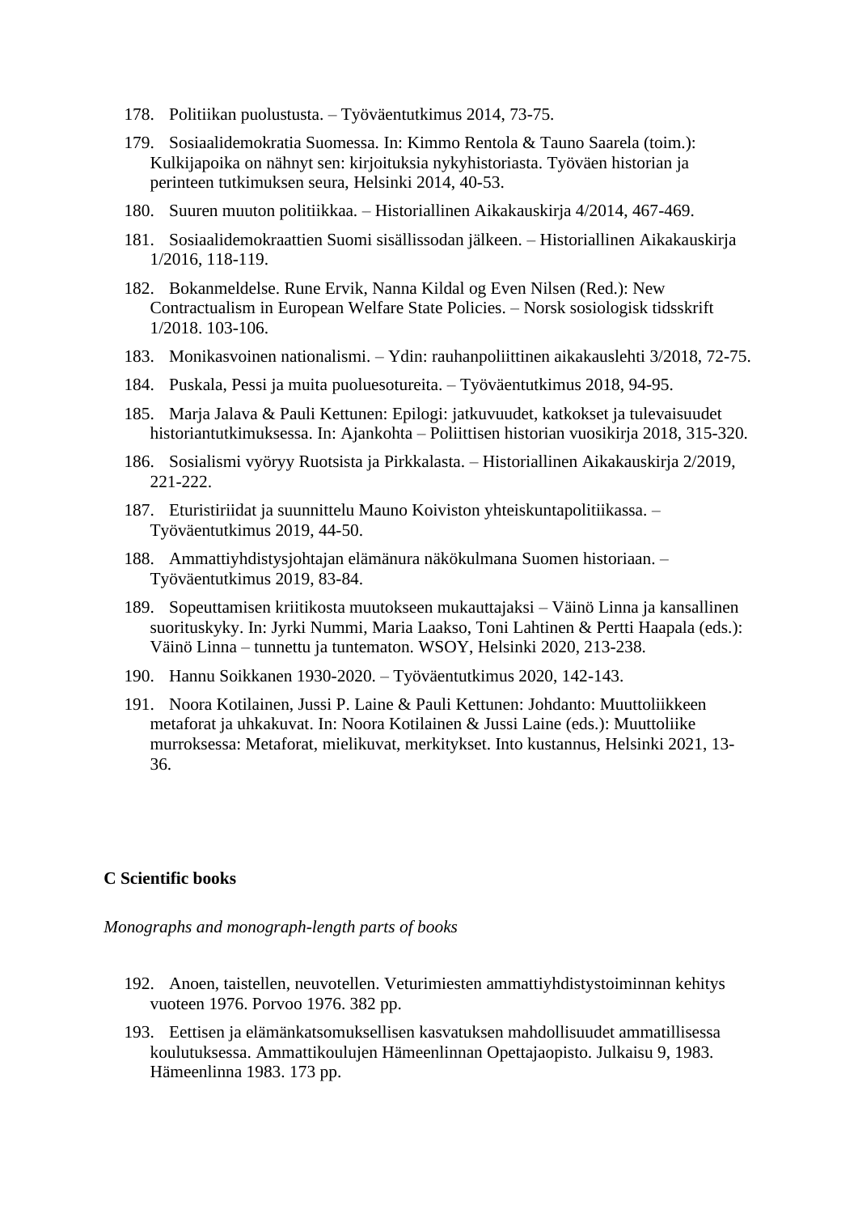178. Politiikan puolustusta. – Työväentutkimus 2014, 73-75.

179. Sosiaalidemokratia Suomessa. In: Kimmo Rentola & Tauno Saarela (toim.): Kulkijapoika on nähnyt sen: kirjoituksia nykyhistoriasta. Työväen historian ja perinteen tutkimuksen seura, Helsinki 2014, 40-53.

180. Suuren muuton politiikkaa. – Historiallinen Aikakauskirja 4/2014, 467-469.

181. Sosiaalidemokraattien Suomi sisällissodan jälkeen. – Historiallinen Aikakauskirja 1/2016, 118-119.

182. Bokanmeldelse. Rune Ervik, Nanna Kildal og Even Nilsen (Red.): New Contractualism in European Welfare State Policies. – Norsk sosiologisk tidsskrift 1/2018. 103-106.

183. Monikasvoinen nationalismi. – Ydin: rauhanpoliittinen aikakauslehti 3/2018, 72-75.

184. Puskala, Pessi ja muita puoluesotureita. – Työväentutkimus 2018, 94-95.

185. Marja Jalava & Pauli Kettunen: Epilogi: jatkuvuudet, katkokset ja tulevaisuudet historiantutkimuksessa. In: Ajankohta – Poliittisen historian vuosikirja 2018, 315-320.

186. Sosialismi vyöryy Ruotsista ja Pirkkalasta. – Historiallinen Aikakauskirja 2/2019, 221-222.

187. Eturistiriidat ja suunnittelu Mauno Koiviston yhteiskuntapolitiikassa. – Työväentutkimus 2019, 44-50.

188. Ammattiyhdistysjohtajan elämänura näkökulmana Suomen historiaan. – Työväentutkimus 2019, 83-84.

189. Sopeuttamisen kriitikosta muutokseen mukauttajaksi – Väinö Linna ja kansallinen suorituskyky. In: Jyrki Nummi, Maria Laakso, Toni Lahtinen & Pertti Haapala (eds.): Väinö Linna – tunnettu ja tuntematon. WSOY, Helsinki 2020, 213-238.

190. Hannu Soikkanen 1930-2020. – Työväentutkimus 2020, 142-143.

191. Noora Kotilainen, Jussi P. Laine & Pauli Kettunen: Johdanto: Muuttoliikkeen metaforat ja uhkakuvat. In: Noora Kotilainen & Jussi Laine (eds.): Muuttoliike murroksessa: Metaforat, mielikuvat, merkitykset. Into kustannus, Helsinki 2021, 13-36.

**C Scientific books**

*Monographs and monograph-length parts of books*

192. Anoen, taistellen, neuvotellen. Veturimiesten ammattiyhdistystoiminnan kehitys vuoteen 1976. Porvoo 1976. 382 pp.

193. Eettisen ja elämänkatsomuksellisen kasvatuksen mahdollisuudet ammatillisessa koulutuksessa. Ammattikoulujen Hämeenlinnan Opettajaopisto. Julkaisu 9, 1983. Hämeenlinna 1983. 173 pp.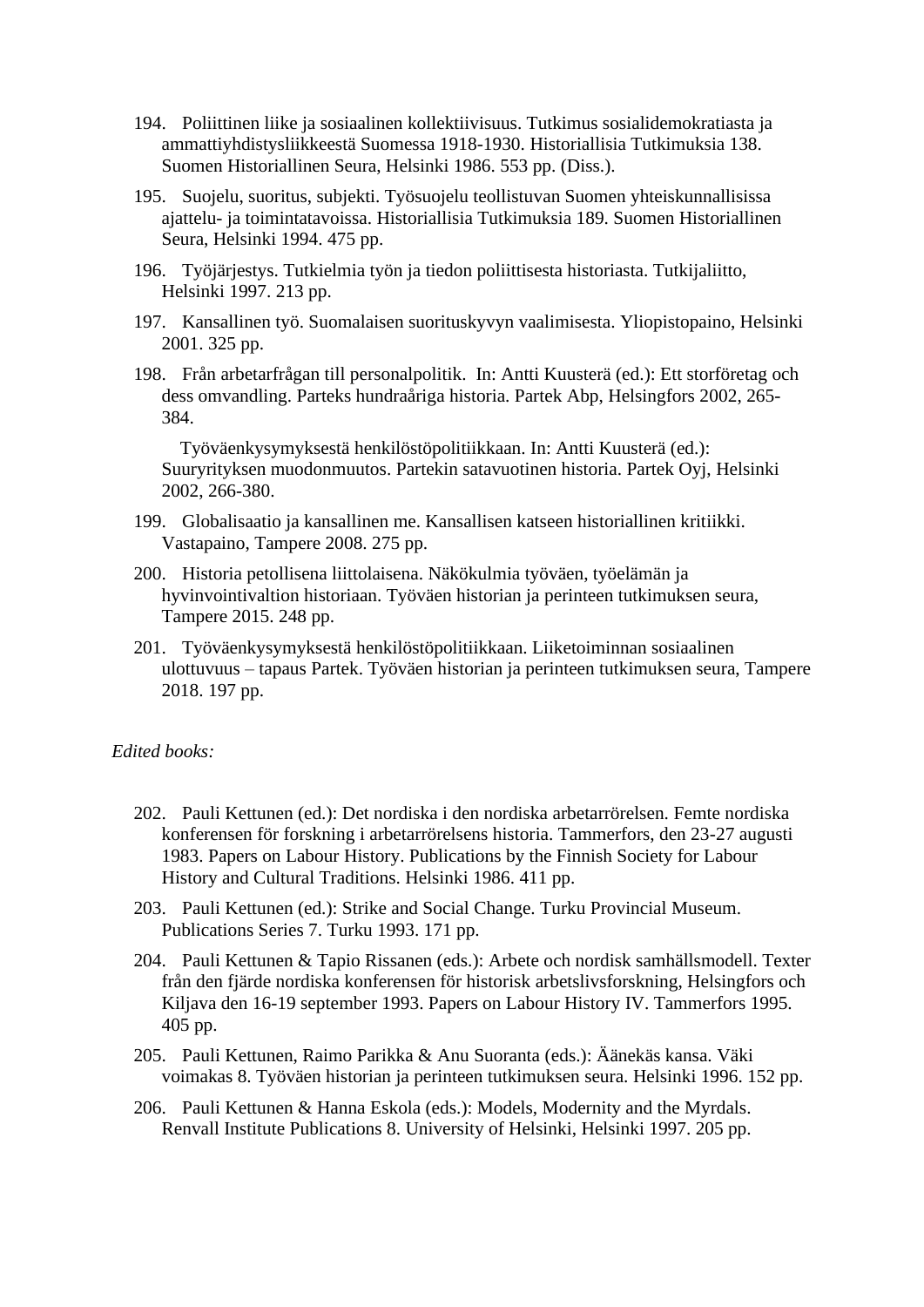194. Poliittinen liike ja sosiaalinen kollektiivisuus. Tutkimus sosialidemokratiasta ja ammattiyhdistysliikkeestä Suomessa 1918-1930. Historiallisia Tutkimuksia 138. Suomen Historiallinen Seura, Helsinki 1986. 553 pp. (Diss.).

195. Suojelu, suoritus, subjekti. Työsuojelu teollistuvan Suomen yhteiskunnallisissa ajattelu- ja toimintatavoissa. Historiallisia Tutkimuksia 189. Suomen Historiallinen Seura, Helsinki 1994. 475 pp.

196. Työjärjestys. Tutkielmia työn ja tiedon poliittisesta historiasta. Tutkijaliitto, Helsinki 1997. 213 pp.

197. Kansallinen työ. Suomalaisen suorituskyvyn vaalimisesta. Yliopistopaino, Helsinki 2001. 325 pp.

198. Från arbetarfrågan till personalpolitik. In: Antti Kuusterä (ed.): Ett storföretag och dess omvandling. Parteks hundraåriga historia. Partek Abp, Helsingfors 2002, 265-384.

Työväenkysymyksestä henkilöstöpolitiikkaan. In: Antti Kuusterä (ed.): Suuryrityksen muodonmuutos. Partekin satavuotinen historia. Partek Oyj, Helsinki 2002, 266-380.

199. Globalisaatio ja kansallinen me. Kansallisen katseen historiallinen kritiikki. Vastapaino, Tampere 2008. 275 pp.

200. Historia petollisena liittolaisena. Näkökulmia työväen, työelämän ja hyvinvointivaltion historiaan. Työväen historian ja perinteen tutkimuksen seura, Tampere 2015. 248 pp.

201. Työväenkysymyksestä henkilöstöpolitiikkaan. Liiketoiminnan sosiaalinen ulottuvuus – tapaus Partek. Työväen historian ja perinteen tutkimuksen seura, Tampere 2018. 197 pp.

*Edited books:*

202. Pauli Kettunen (ed.): Det nordiska i den nordiska arbetarrörelsen. Femte nordiska konferensen för forskning i arbetarrörelsens historia. Tammerfors, den 23-27 augusti 1983. Papers on Labour History. Publications by the Finnish Society for Labour History and Cultural Traditions. Helsinki 1986. 411 pp.

203. Pauli Kettunen (ed.): Strike and Social Change. Turku Provincial Museum. Publications Series 7. Turku 1993. 171 pp.

204. Pauli Kettunen & Tapio Rissanen (eds.): Arbete och nordisk samhällsmodell. Texter från den fjärde nordiska konferensen för historisk arbetslivsforskning, Helsingfors och Kiljava den 16-19 september 1993. Papers on Labour History IV. Tammerfors 1995. 405 pp.

205. Pauli Kettunen, Raimo Parikka & Anu Suoranta (eds.): Äänekäs kansa. Väki voimakas 8. Työväen historian ja perinteen tutkimuksen seura. Helsinki 1996. 152 pp.

206. Pauli Kettunen & Hanna Eskola (eds.): Models, Modernity and the Myrdals. Renvall Institute Publications 8. University of Helsinki, Helsinki 1997. 205 pp.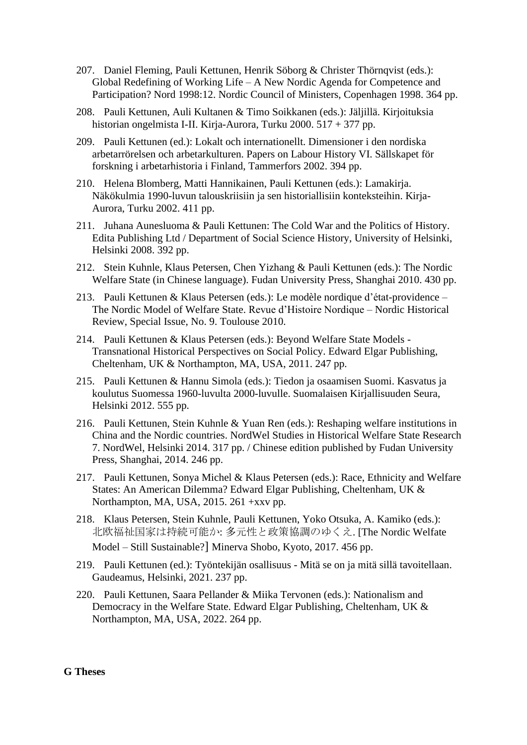207. Daniel Fleming, Pauli Kettunen, Henrik Söborg & Christer Thörnqvist (eds.): Global Redefining of Working Life – A New Nordic Agenda for Competence and Participation? Nord 1998:12. Nordic Council of Ministers, Copenhagen 1998. 364 pp.

208. Pauli Kettunen, Auli Kultanen & Timo Soikkanen (eds.): Jäljillä. Kirjoituksia historian ongelmista I-II. Kirja-Aurora, Turku 2000. 517 + 377 pp.

209. Pauli Kettunen (ed.): Lokalt och internationellt. Dimensioner i den nordiska arbetarrörelsen och arbetarkulturen. Papers on Labour History VI. Sällskapet för forskning i arbetarhistoria i Finland, Tammerfors 2002. 394 pp.

210. Helena Blomberg, Matti Hannikainen, Pauli Kettunen (eds.): Lamakirja. Näkökulmia 1990-luvun talouskriisiin ja sen historiallisiin konteksteihin. Kirja-Aurora, Turku 2002. 411 pp.

211. Juhana Aunesluoma & Pauli Kettunen: The Cold War and the Politics of History. Edita Publishing Ltd / Department of Social Science History, University of Helsinki, Helsinki 2008. 392 pp.

212. Stein Kuhnle, Klaus Petersen, Chen Yizhang & Pauli Kettunen (eds.): The Nordic Welfare State (in Chinese language). Fudan University Press, Shanghai 2010. 430 pp.

213. Pauli Kettunen & Klaus Petersen (eds.): Le modèle nordique d'état-providence – The Nordic Model of Welfare State. Revue d'Histoire Nordique – Nordic Historical Review, Special Issue, No. 9. Toulouse 2010.

214. Pauli Kettunen & Klaus Petersen (eds.): Beyond Welfare State Models - Transnational Historical Perspectives on Social Policy. Edward Elgar Publishing, Cheltenham, UK & Northampton, MA, USA, 2011. 247 pp.

215. Pauli Kettunen & Hannu Simola (eds.): Tiedon ja osaamisen Suomi. Kasvatus ja koulutus Suomessa 1960-luvulta 2000-luvulle. Suomalaisen Kirjallisuuden Seura, Helsinki 2012. 555 pp.

216. Pauli Kettunen, Stein Kuhnle & Yuan Ren (eds.): Reshaping welfare institutions in China and the Nordic countries. NordWel Studies in Historical Welfare State Research 7. NordWel, Helsinki 2014. 317 pp. / Chinese edition published by Fudan University Press, Shanghai, 2014. 246 pp.

217. Pauli Kettunen, Sonya Michel & Klaus Petersen (eds.): Race, Ethnicity and Welfare States: An American Dilemma? Edward Elgar Publishing, Cheltenham, UK & Northampton, MA, USA, 2015. 261 +xxv pp.

218. Klaus Petersen, Stein Kuhnle, Pauli Kettunen, Yoko Otsuka, A. Kamiko (eds.): 北欧福祉国家は持続可能か: 多元性と政策協調のゆくえ. [The Nordic Welfate Model – Still Sustainable?] Minerva Shobo, Kyoto, 2017. 456 pp.

219. Pauli Kettunen (ed.): Työntekijän osallisuus - Mitä se on ja mitä sillä tavoitellaan. Gaudeamus, Helsinki, 2021. 237 pp.

220. Pauli Kettunen, Saara Pellander & Miika Tervonen (eds.): Nationalism and Democracy in the Welfare State. Edward Elgar Publishing, Cheltenham, UK & Northampton, MA, USA, 2022. 264 pp.

**G Theses**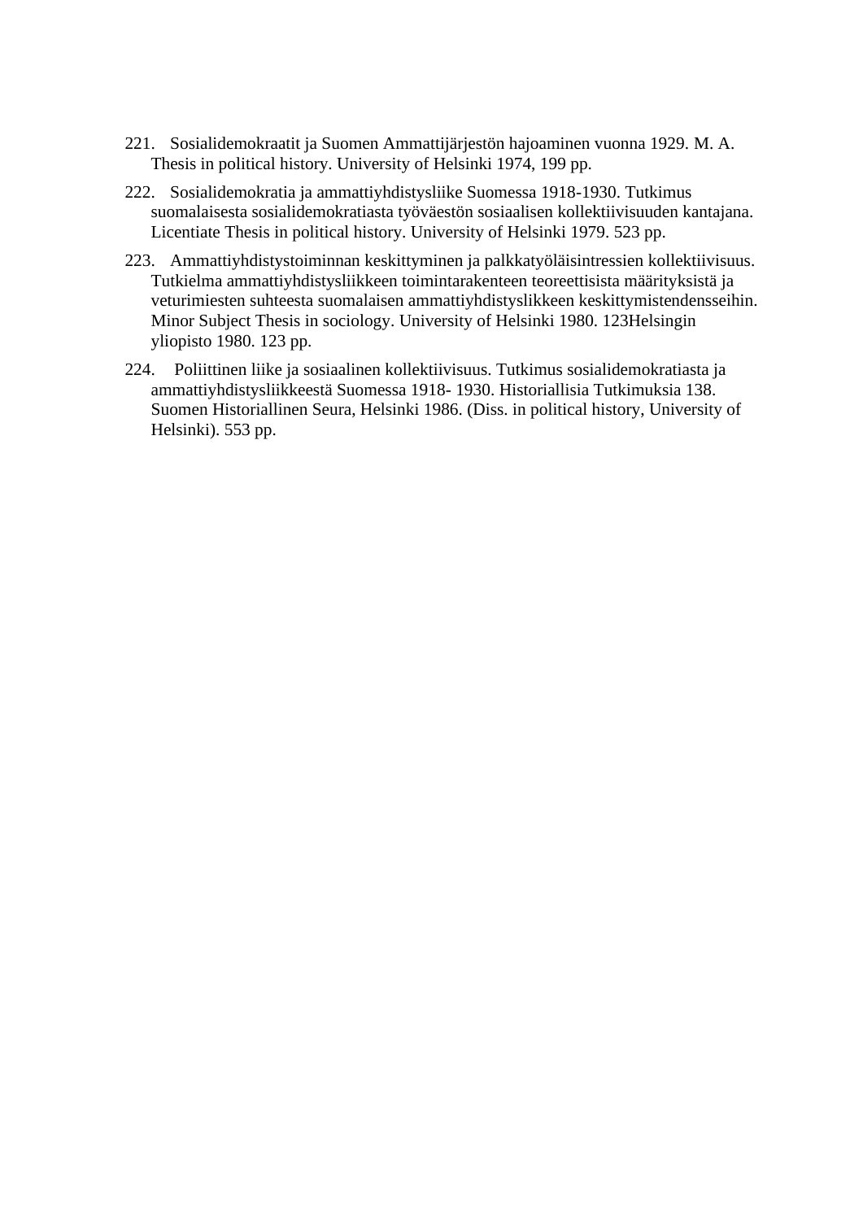221. Sosialidemokraatit ja Suomen Ammattijärjestön hajoaminen vuonna 1929. M. A. Thesis in political history. University of Helsinki 1974, 199 pp.

222. Sosialidemokratia ja ammattiyhdistysliike Suomessa 1918-1930. Tutkimus suomalaisesta sosialidemokratiasta työväestön sosiaalisen kollektiivisuuden kantajana. Licentiate Thesis in political history. University of Helsinki 1979. 523 pp.

223. Ammattiyhdistystoiminnan keskittyminen ja palkkatyöläisintressien kollektiivisuus. Tutkielma ammattiyhdistysliikkeen toimintarakenteen teoreettisista määrityksistä ja veturimiesten suhteesta suomalaisen ammattiyhdistyslikkeen keskittymistendensseihin. Minor Subject Thesis in sociology. University of Helsinki 1980. 123Helsingin yliopisto 1980. 123 pp.

224. Poliittinen liike ja sosiaalinen kollektiivisuus. Tutkimus sosialidemokratiasta ja ammattiyhdistysliikkeestä Suomessa 1918- 1930. Historiallisia Tutkimuksia 138. Suomen Historiallinen Seura, Helsinki 1986. (Diss. in political history, University of Helsinki). 553 pp.